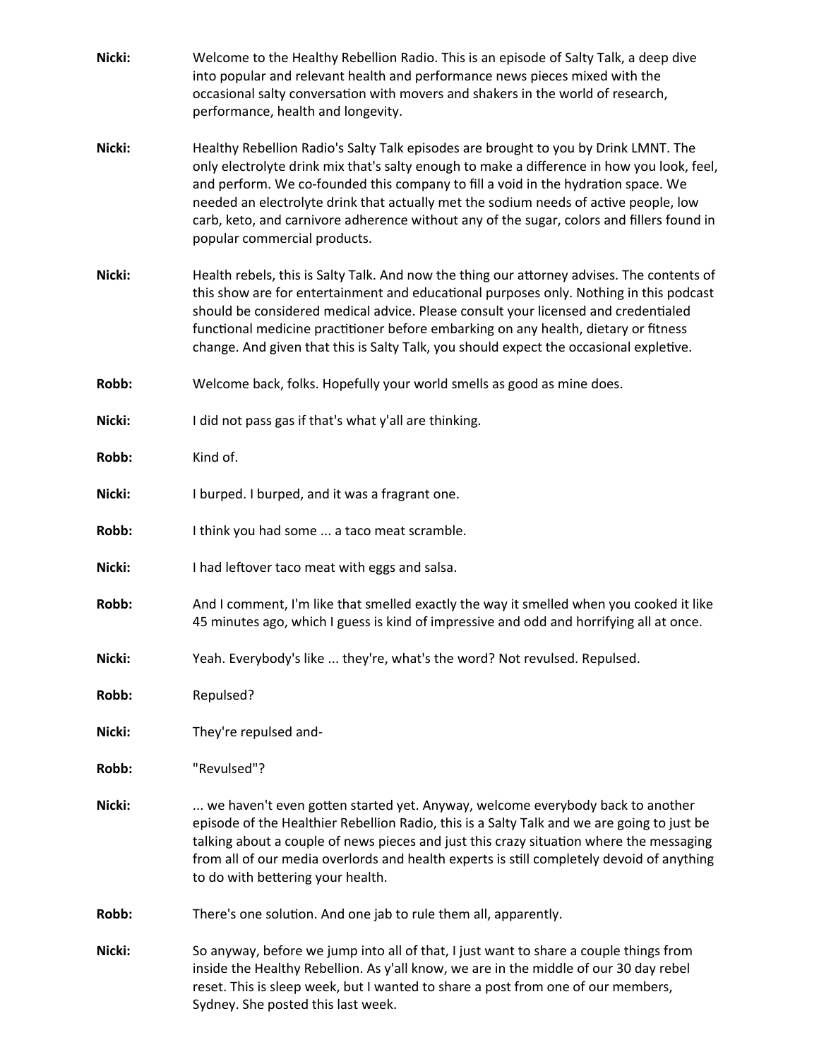**Nicki:** Welcome to the Healthy Rebellion Radio. This is an episode of Salty Talk, a deep dive into popular and relevant health and performance news pieces mixed with the occasional salty conversation with movers and shakers in the world of research, performance, health and longevity.

**Nicki:** Healthy Rebellion Radio's Salty Talk episodes are brought to you by Drink LMNT. The only electrolyte drink mix that's salty enough to make a difference in how you look, feel, and perform. We co-founded this company to fill a void in the hydration space. We needed an electrolyte drink that actually met the sodium needs of active people, low carb, keto, and carnivore adherence without any of the sugar, colors and fillers found in popular commercial products.

**Nicki:** Health rebels, this is Salty Talk. And now the thing our attorney advises. The contents of this show are for entertainment and educational purposes only. Nothing in this podcast should be considered medical advice. Please consult your licensed and credentialed functional medicine practitioner before embarking on any health, dietary or fitness change. And given that this is Salty Talk, you should expect the occasional expletive.

**Robb:** Welcome back, folks. Hopefully your world smells as good as mine does.

**Nicki:** I did not pass gas if that's what y'all are thinking.

**Robb:** Kind of.

**Nicki:** I burped. I burped, and it was a fragrant one.

**Robb:** I think you had some ... a taco meat scramble.

**Nicki:** I had leftover taco meat with eggs and salsa.

**Robb:** And I comment, I'm like that smelled exactly the way it smelled when you cooked it like 45 minutes ago, which I guess is kind of impressive and odd and horrifying all at once.

**Nicki:** Yeah. Everybody's like ... they're, what's the word? Not revulsed. Repulsed.

**Robb:** Repulsed?

**Nicki:** They're repulsed and-

**Robb:** "Revulsed"?

**Nicki:** ... we haven't even gotten started yet. Anyway, welcome everybody back to another episode of the Healthier Rebellion Radio, this is a Salty Talk and we are going to just be talking about a couple of news pieces and just this crazy situation where the messaging from all of our media overlords and health experts is still completely devoid of anything to do with bettering your health.

**Robb:** There's one solution. And one jab to rule them all, apparently.

**Nicki:** So anyway, before we jump into all of that, I just want to share a couple things from inside the Healthy Rebellion. As y'all know, we are in the middle of our 30 day rebel reset. This is sleep week, but I wanted to share a post from one of our members, Sydney. She posted this last week.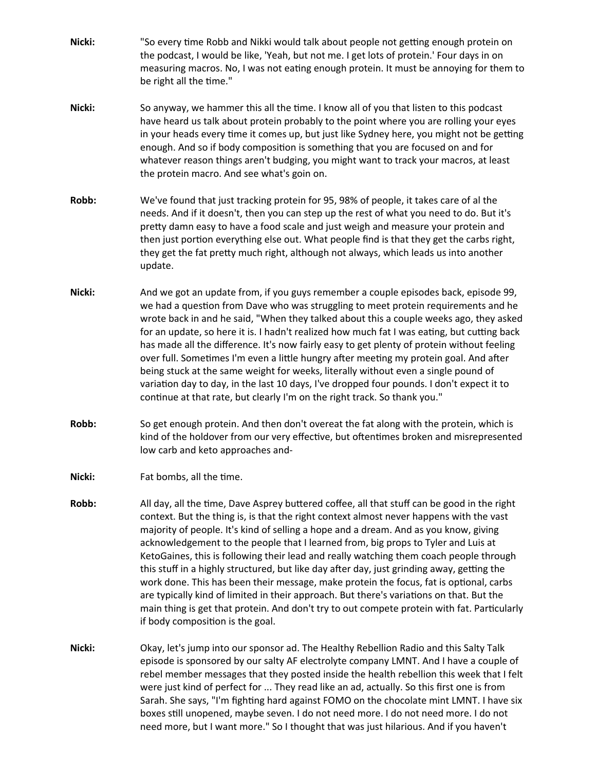**Nicki:** "So every time Robb and Nikki would talk about people not getting enough protein on the podcast, I would be like, 'Yeah, but not me. I get lots of protein.' Four days in on measuring macros. No, I was not eating enough protein. It must be annoying for them to be right all the time."

**Nicki:** So anyway, we hammer this all the time. I know all of you that listen to this podcast have heard us talk about protein probably to the point where you are rolling your eyes in your heads every time it comes up, but just like Sydney here, you might not be getting enough. And so if body composition is something that you are focused on and for whatever reason things aren't budging, you might want to track your macros, at least the protein macro. And see what's goin on.

**Robb:** We've found that just tracking protein for 95, 98% of people, it takes care of al the needs. And if it doesn't, then you can step up the rest of what you need to do. But it's pretty damn easy to have a food scale and just weigh and measure your protein and then just portion everything else out. What people find is that they get the carbs right, they get the fat pretty much right, although not always, which leads us into another update.

**Nicki:** And we got an update from, if you guys remember a couple episodes back, episode 99, we had a question from Dave who was struggling to meet protein requirements and he wrote back in and he said, "When they talked about this a couple weeks ago, they asked for an update, so here it is. I hadn't realized how much fat I was eating, but cutting back has made all the difference. It's now fairly easy to get plenty of protein without feeling over full. Sometimes I'm even a little hungry after meeting my protein goal. And after being stuck at the same weight for weeks, literally without even a single pound of variation day to day, in the last 10 days, I've dropped four pounds. I don't expect it to continue at that rate, but clearly I'm on the right track. So thank you."

**Robb:** So get enough protein. And then don't overeat the fat along with the protein, which is kind of the holdover from our very effective, but oftentimes broken and misrepresented low carb and keto approaches and-

**Nicki:** Fat bombs, all the time.

**Robb:** All day, all the time, Dave Asprey buttered coffee, all that stuff can be good in the right context. But the thing is, is that the right context almost never happens with the vast majority of people. It's kind of selling a hope and a dream. And as you know, giving acknowledgement to the people that I learned from, big props to Tyler and Luis at KetoGaines, this is following their lead and really watching them coach people through this stuff in a highly structured, but like day after day, just grinding away, getting the work done. This has been their message, make protein the focus, fat is optional, carbs are typically kind of limited in their approach. But there's variations on that. But the main thing is get that protein. And don't try to out compete protein with fat. Particularly if body composition is the goal.

**Nicki:** Okay, let's jump into our sponsor ad. The Healthy Rebellion Radio and this Salty Talk episode is sponsored by our salty AF electrolyte company LMNT. And I have a couple of rebel member messages that they posted inside the health rebellion this week that I felt were just kind of perfect for ... They read like an ad, actually. So this first one is from Sarah. She says, "I'm fighting hard against FOMO on the chocolate mint LMNT. I have six boxes still unopened, maybe seven. I do not need more. I do not need more. I do not need more, but I want more." So I thought that was just hilarious. And if you haven't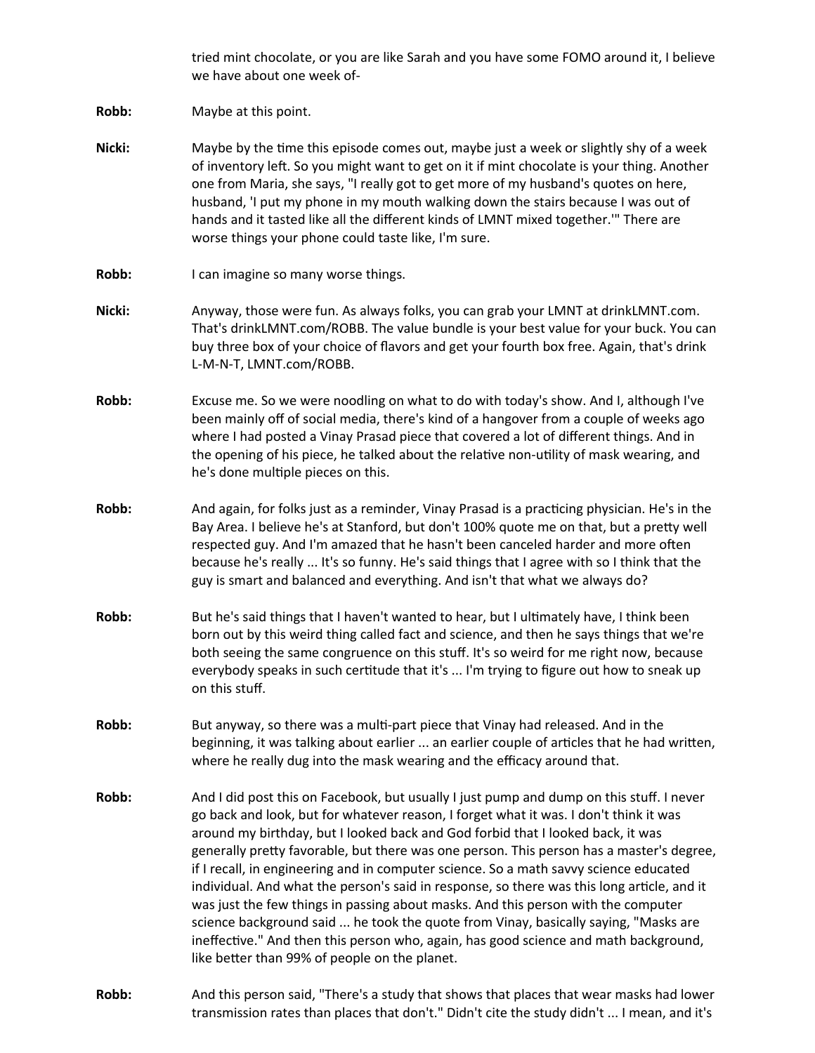tried mint chocolate, or you are like Sarah and you have some FOMO around it, I believe we have about one week of-

**Robb:** Maybe at this point.

**Nicki:** Maybe by the time this episode comes out, maybe just a week or slightly shy of a week of inventory left. So you might want to get on it if mint chocolate is your thing. Another one from Maria, she says, "I really got to get more of my husband's quotes on here, husband, 'I put my phone in my mouth walking down the stairs because I was out of hands and it tasted like all the different kinds of LMNT mixed together.'" There are worse things your phone could taste like, I'm sure.

**Robb:** I can imagine so many worse things.

**Nicki:** Anyway, those were fun. As always folks, you can grab your LMNT at drinkLMNT.com. That's drinkLMNT.com/ROBB. The value bundle is your best value for your buck. You can buy three box of your choice of flavors and get your fourth box free. Again, that's drink L-M-N-T, LMNT.com/ROBB.

**Robb:** Excuse me. So we were noodling on what to do with today's show. And I, although I've been mainly off of social media, there's kind of a hangover from a couple of weeks ago where I had posted a Vinay Prasad piece that covered a lot of different things. And in the opening of his piece, he talked about the relative non-utility of mask wearing, and he's done multiple pieces on this.

**Robb:** And again, for folks just as a reminder, Vinay Prasad is a practicing physician. He's in the Bay Area. I believe he's at Stanford, but don't 100% quote me on that, but a pretty well respected guy. And I'm amazed that he hasn't been canceled harder and more often because he's really ... It's so funny. He's said things that I agree with so I think that the guy is smart and balanced and everything. And isn't that what we always do?

**Robb:** But he's said things that I haven't wanted to hear, but I ultimately have, I think been born out by this weird thing called fact and science, and then he says things that we're both seeing the same congruence on this stuff. It's so weird for me right now, because everybody speaks in such certitude that it's ... I'm trying to figure out how to sneak up on this stuff.

**Robb:** But anyway, so there was a multi-part piece that Vinay had released. And in the beginning, it was talking about earlier ... an earlier couple of articles that he had written, where he really dug into the mask wearing and the efficacy around that.

**Robb:** And I did post this on Facebook, but usually I just pump and dump on this stuff. I never go back and look, but for whatever reason, I forget what it was. I don't think it was around my birthday, but I looked back and God forbid that I looked back, it was generally pretty favorable, but there was one person. This person has a master's degree, if I recall, in engineering and in computer science. So a math savvy science educated individual. And what the person's said in response, so there was this long article, and it was just the few things in passing about masks. And this person with the computer science background said ... he took the quote from Vinay, basically saying, "Masks are ineffective." And then this person who, again, has good science and math background, like better than 99% of people on the planet.

**Robb:** And this person said, "There's a study that shows that places that wear masks had lower transmission rates than places that don't." Didn't cite the study didn't ... I mean, and it's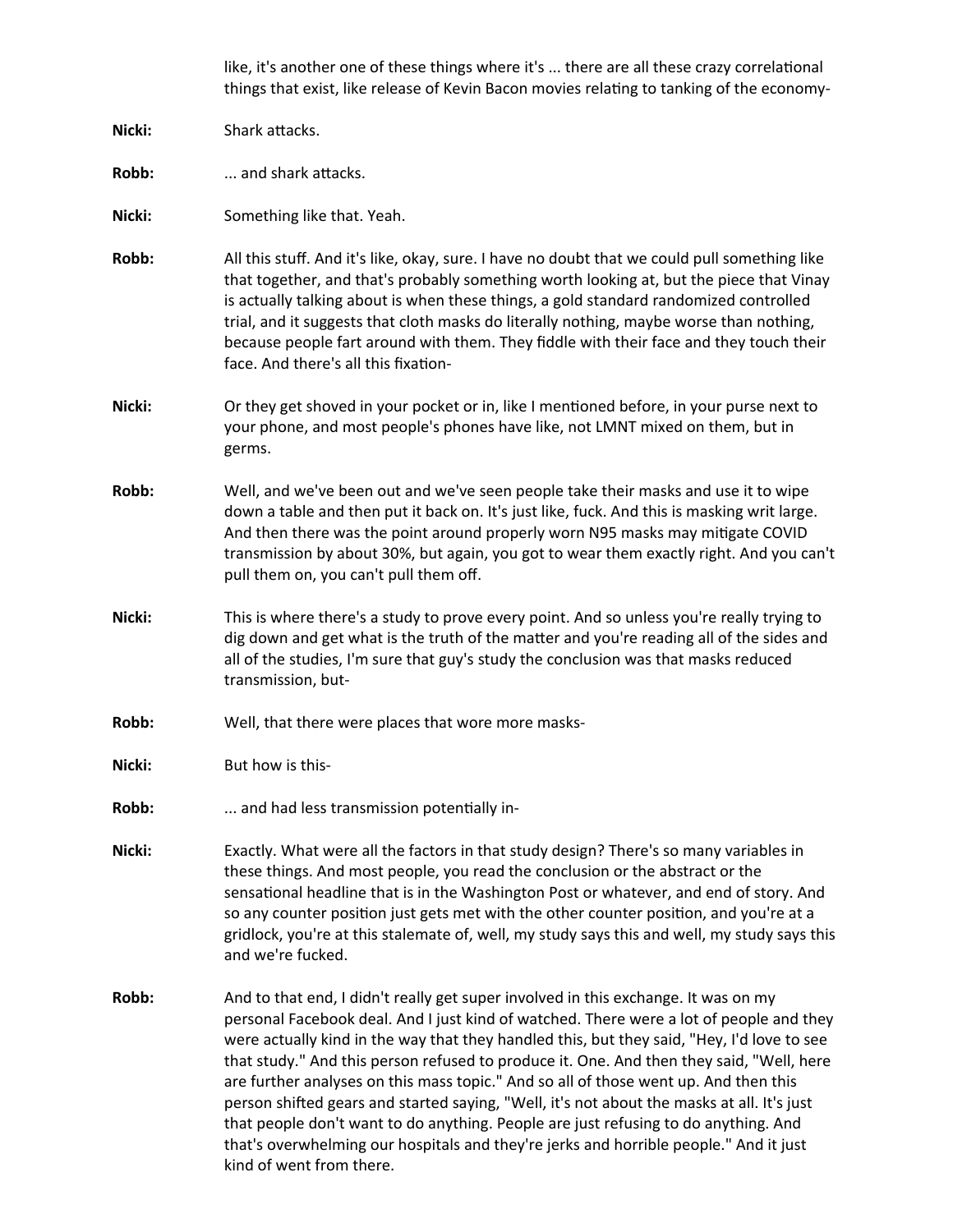like, it's another one of these things where it's ... there are all these crazy correlational things that exist, like release of Kevin Bacon movies relating to tanking of the economy-

**Nicki:** Shark attacks.

**Robb:** ... and shark attacks.

**Nicki:** Something like that. Yeah.

**Robb:** All this stuff. And it's like, okay, sure. I have no doubt that we could pull something like that together, and that's probably something worth looking at, but the piece that Vinay is actually talking about is when these things, a gold standard randomized controlled trial, and it suggests that cloth masks do literally nothing, maybe worse than nothing, because people fart around with them. They fiddle with their face and they touch their face. And there's all this fixation-

**Nicki:** Or they get shoved in your pocket or in, like I mentioned before, in your purse next to your phone, and most people's phones have like, not LMNT mixed on them, but in germs.

**Robb:** Well, and we've been out and we've seen people take their masks and use it to wipe down a table and then put it back on. It's just like, fuck. And this is masking writ large. And then there was the point around properly worn N95 masks may mitigate COVID transmission by about 30%, but again, you got to wear them exactly right. And you can't pull them on, you can't pull them off.

**Nicki:** This is where there's a study to prove every point. And so unless you're really trying to dig down and get what is the truth of the matter and you're reading all of the sides and all of the studies, I'm sure that guy's study the conclusion was that masks reduced transmission, but-

**Robb:** Well, that there were places that wore more masks-

**Nicki:** But how is this-

**Robb:** ... and had less transmission potentially in-

**Nicki:** Exactly. What were all the factors in that study design? There's so many variables in these things. And most people, you read the conclusion or the abstract or the sensational headline that is in the Washington Post or whatever, and end of story. And so any counter position just gets met with the other counter position, and you're at a gridlock, you're at this stalemate of, well, my study says this and well, my study says this and we're fucked.

**Robb:** And to that end, I didn't really get super involved in this exchange. It was on my personal Facebook deal. And I just kind of watched. There were a lot of people and they were actually kind in the way that they handled this, but they said, "Hey, I'd love to see that study." And this person refused to produce it. One. And then they said, "Well, here are further analyses on this mass topic." And so all of those went up. And then this person shifted gears and started saying, "Well, it's not about the masks at all. It's just that people don't want to do anything. People are just refusing to do anything. And that's overwhelming our hospitals and they're jerks and horrible people." And it just kind of went from there.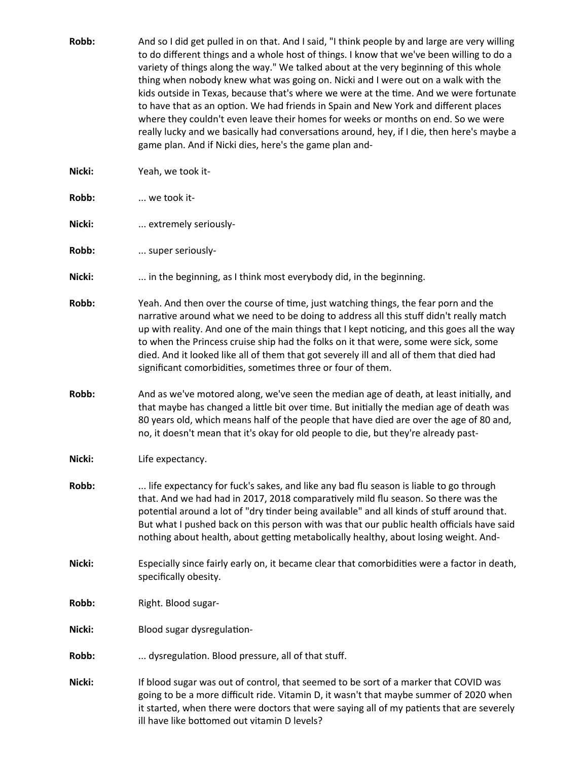**Robb:** And so I did get pulled in on that. And I said, "I think people by and large are very willing to do different things and a whole host of things. I know that we've been willing to do a variety of things along the way." We talked about at the very beginning of this whole thing when nobody knew what was going on. Nicki and I were out on a walk with the kids outside in Texas, because that's where we were at the time. And we were fortunate to have that as an option. We had friends in Spain and New York and different places where they couldn't even leave their homes for weeks or months on end. So we were really lucky and we basically had conversations around, hey, if I die, then here's maybe a game plan. And if Nicki dies, here's the game plan and-

**Nicki:** Yeah, we took it-

**Robb:** ... we took it-

**Nicki:** ... extremely seriously-

**Robb:** ... super seriously-

**Nicki:** ... in the beginning, as I think most everybody did, in the beginning.

**Robb:** Yeah. And then over the course of time, just watching things, the fear porn and the narrative around what we need to be doing to address all this stuff didn't really match up with reality. And one of the main things that I kept noticing, and this goes all the way to when the Princess cruise ship had the folks on it that were, some were sick, some died. And it looked like all of them that got severely ill and all of them that died had significant comorbidities, sometimes three or four of them.

**Robb:** And as we've motored along, we've seen the median age of death, at least initially, and that maybe has changed a little bit over time. But initially the median age of death was 80 years old, which means half of the people that have died are over the age of 80 and, no, it doesn't mean that it's okay for old people to die, but they're already past-

**Nicki:** Life expectancy.

**Robb:** ... life expectancy for fuck's sakes, and like any bad flu season is liable to go through that. And we had had in 2017, 2018 comparatively mild flu season. So there was the potential around a lot of "dry tinder being available" and all kinds of stuff around that. But what I pushed back on this person with was that our public health officials have said nothing about health, about getting metabolically healthy, about losing weight. And-

**Nicki:** Especially since fairly early on, it became clear that comorbidities were a factor in death, specifically obesity.

**Robb:** Right. Blood sugar-

**Nicki:** Blood sugar dysregulation-

**Robb:** ... dysregulation. Blood pressure, all of that stuff.

**Nicki:** If blood sugar was out of control, that seemed to be sort of a marker that COVID was going to be a more difficult ride. Vitamin D, it wasn't that maybe summer of 2020 when it started, when there were doctors that were saying all of my patients that are severely ill have like bottomed out vitamin D levels?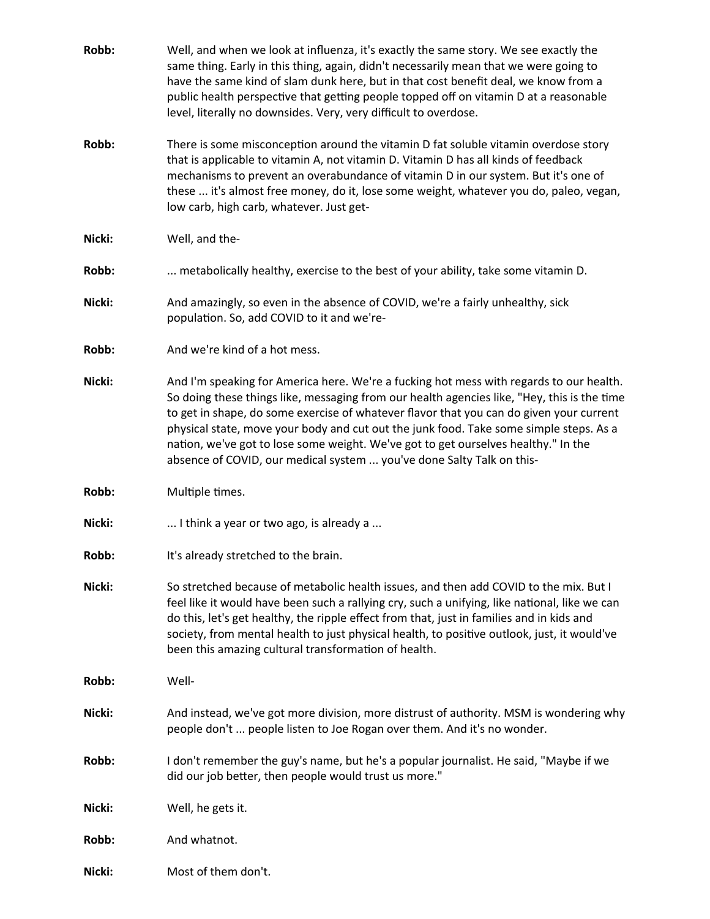**Robb:** Well, and when we look at influenza, it's exactly the same story. We see exactly the same thing. Early in this thing, again, didn't necessarily mean that we were going to have the same kind of slam dunk here, but in that cost benefit deal, we know from a public health perspective that getting people topped off on vitamin D at a reasonable level, literally no downsides. Very, very difficult to overdose.

**Robb:** There is some misconception around the vitamin D fat soluble vitamin overdose story that is applicable to vitamin A, not vitamin D. Vitamin D has all kinds of feedback mechanisms to prevent an overabundance of vitamin D in our system. But it's one of these ... it's almost free money, do it, lose some weight, whatever you do, paleo, vegan, low carb, high carb, whatever. Just get-

**Nicki:** Well, and the-

**Robb:** ... metabolically healthy, exercise to the best of your ability, take some vitamin D.

**Nicki:** And amazingly, so even in the absence of COVID, we're a fairly unhealthy, sick population. So, add COVID to it and we're-

**Robb:** And we're kind of a hot mess.

**Nicki:** And I'm speaking for America here. We're a fucking hot mess with regards to our health. So doing these things like, messaging from our health agencies like, "Hey, this is the time to get in shape, do some exercise of whatever flavor that you can do given your current physical state, move your body and cut out the junk food. Take some simple steps. As a nation, we've got to lose some weight. We've got to get ourselves healthy." In the absence of COVID, our medical system ... you've done Salty Talk on this-

**Robb:** Multiple times.

**Nicki:** ... I think a year or two ago, is already a ...

**Robb:** It's already stretched to the brain.

**Nicki:** So stretched because of metabolic health issues, and then add COVID to the mix. But I feel like it would have been such a rallying cry, such a unifying, like national, like we can do this, let's get healthy, the ripple effect from that, just in families and in kids and society, from mental health to just physical health, to positive outlook, just, it would've been this amazing cultural transformation of health.

**Robb:** Well-

**Nicki:** And instead, we've got more division, more distrust of authority. MSM is wondering why people don't ... people listen to Joe Rogan over them. And it's no wonder.

**Robb:** I don't remember the guy's name, but he's a popular journalist. He said, "Maybe if we did our job better, then people would trust us more."

**Nicki:** Well, he gets it.

**Robb:** And whatnot.

**Nicki:** Most of them don't.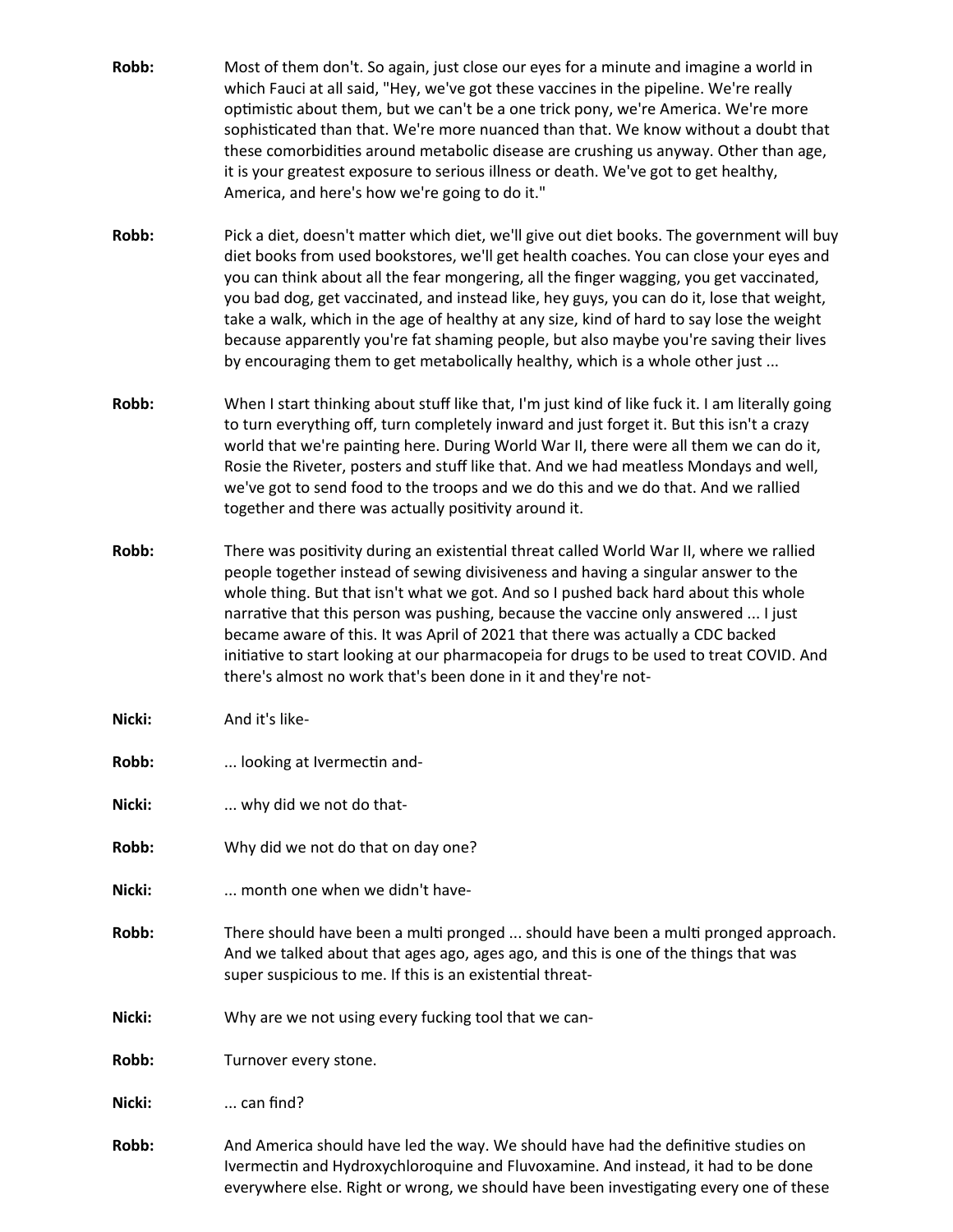**Robb:** Most of them don't. So again, just close our eyes for a minute and imagine a world in which Fauci at all said, "Hey, we've got these vaccines in the pipeline. We're really optimistic about them, but we can't be a one trick pony, we're America. We're more sophisticated than that. We're more nuanced than that. We know without a doubt that these comorbidities around metabolic disease are crushing us anyway. Other than age, it is your greatest exposure to serious illness or death. We've got to get healthy, America, and here's how we're going to do it."

**Robb:** Pick a diet, doesn't matter which diet, we'll give out diet books. The government will buy diet books from used bookstores, we'll get health coaches. You can close your eyes and you can think about all the fear mongering, all the finger wagging, you get vaccinated, you bad dog, get vaccinated, and instead like, hey guys, you can do it, lose that weight, take a walk, which in the age of healthy at any size, kind of hard to say lose the weight because apparently you're fat shaming people, but also maybe you're saving their lives by encouraging them to get metabolically healthy, which is a whole other just ...

**Robb:** When I start thinking about stuff like that, I'm just kind of like fuck it. I am literally going to turn everything off, turn completely inward and just forget it. But this isn't a crazy world that we're painting here. During World War II, there were all them we can do it, Rosie the Riveter, posters and stuff like that. And we had meatless Mondays and well, we've got to send food to the troops and we do this and we do that. And we rallied together and there was actually positivity around it.

**Robb:** There was positivity during an existential threat called World War II, where we rallied people together instead of sewing divisiveness and having a singular answer to the whole thing. But that isn't what we got. And so I pushed back hard about this whole narrative that this person was pushing, because the vaccine only answered ... I just became aware of this. It was April of 2021 that there was actually a CDC backed initiative to start looking at our pharmacopeia for drugs to be used to treat COVID. And there's almost no work that's been done in it and they're not-

**Nicki:** And it's like-

**Robb:** ... looking at Ivermectin and-

**Nicki:** ... why did we not do that-

**Robb:** Why did we not do that on day one?

**Nicki:** ... month one when we didn't have-

**Robb:** There should have been a multi pronged ... should have been a multi pronged approach. And we talked about that ages ago, ages ago, and this is one of the things that was super suspicious to me. If this is an existential threat-

**Nicki:** Why are we not using every fucking tool that we can-

**Robb:** Turnover every stone.

**Nicki:** ... can find?

**Robb:** And America should have led the way. We should have had the definitive studies on Ivermectin and Hydroxychloroquine and Fluvoxamine. And instead, it had to be done everywhere else. Right or wrong, we should have been investigating every one of these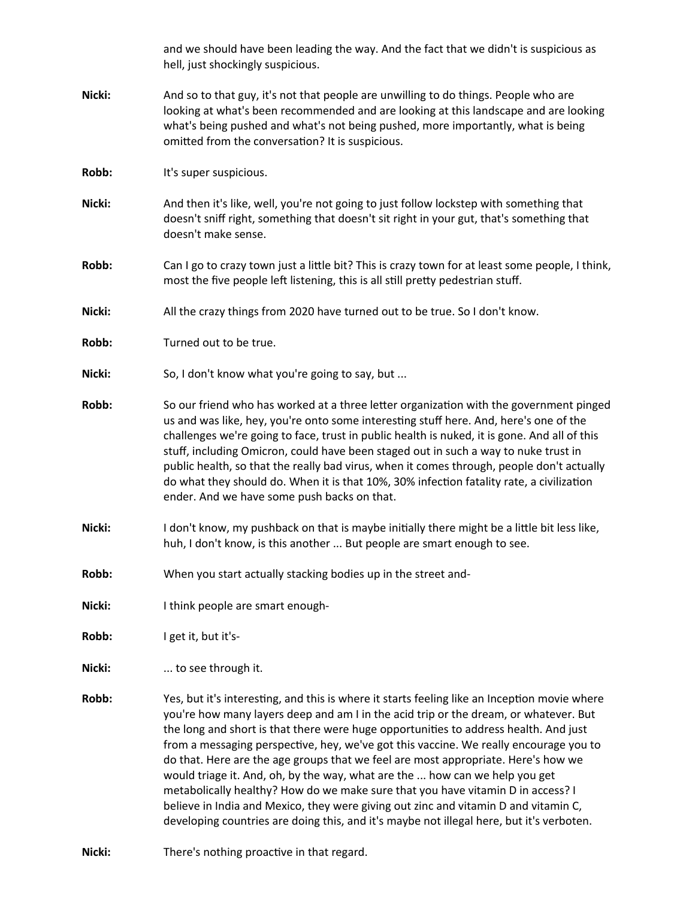and we should have been leading the way. And the fact that we didn't is suspicious as hell, just shockingly suspicious.

**Nicki:** And so to that guy, it's not that people are unwilling to do things. People who are looking at what's been recommended and are looking at this landscape and are looking what's being pushed and what's not being pushed, more importantly, what is being omitted from the conversation? It is suspicious.

**Robb:** It's super suspicious.

**Nicki:** And then it's like, well, you're not going to just follow lockstep with something that doesn't sniff right, something that doesn't sit right in your gut, that's something that doesn't make sense.

**Robb:** Can I go to crazy town just a little bit? This is crazy town for at least some people, I think, most the five people left listening, this is all still pretty pedestrian stuff.

**Nicki:** All the crazy things from 2020 have turned out to be true. So I don't know.

**Robb:** Turned out to be true.

**Nicki:** So, I don't know what you're going to say, but ...

**Robb:** So our friend who has worked at a three letter organization with the government pinged us and was like, hey, you're onto some interesting stuff here. And, here's one of the challenges we're going to face, trust in public health is nuked, it is gone. And all of this stuff, including Omicron, could have been staged out in such a way to nuke trust in public health, so that the really bad virus, when it comes through, people don't actually do what they should do. When it is that 10%, 30% infection fatality rate, a civilization ender. And we have some push backs on that.

**Nicki:** I don't know, my pushback on that is maybe initially there might be a little bit less like, huh, I don't know, is this another ... But people are smart enough to see.

**Robb:** When you start actually stacking bodies up in the street and-

**Nicki:** I think people are smart enough-

**Robb:** I get it, but it's-

**Nicki:** ... to see through it.

**Robb:** Yes, but it's interesting, and this is where it starts feeling like an Inception movie where you're how many layers deep and am I in the acid trip or the dream, or whatever. But the long and short is that there were huge opportunities to address health. And just from a messaging perspective, hey, we've got this vaccine. We really encourage you to do that. Here are the age groups that we feel are most appropriate. Here's how we would triage it. And, oh, by the way, what are the ... how can we help you get metabolically healthy? How do we make sure that you have vitamin D in access? I believe in India and Mexico, they were giving out zinc and vitamin D and vitamin C, developing countries are doing this, and it's maybe not illegal here, but it's verboten.

**Nicki:** There's nothing proactive in that regard.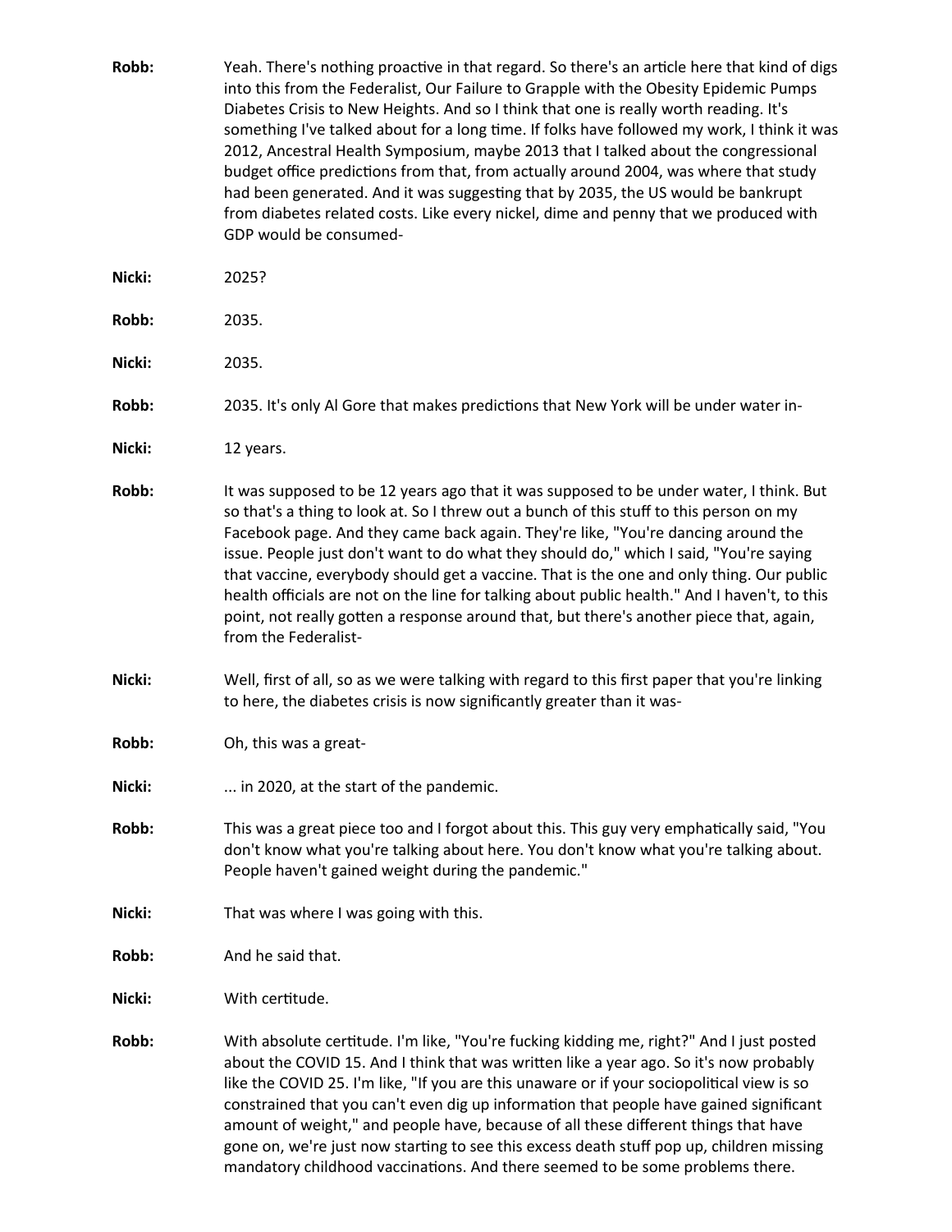**Robb:** Yeah. There's nothing proactive in that regard. So there's an article here that kind of digs into this from the Federalist, Our Failure to Grapple with the Obesity Epidemic Pumps Diabetes Crisis to New Heights. And so I think that one is really worth reading. It's something I've talked about for a long time. If folks have followed my work, I think it was 2012, Ancestral Health Symposium, maybe 2013 that I talked about the congressional budget office predictions from that, from actually around 2004, was where that study had been generated. And it was suggesting that by 2035, the US would be bankrupt from diabetes related costs. Like every nickel, dime and penny that we produced with GDP would be consumed-

**Nicki:** 2025?

**Robb:** 2035.

**Nicki:** 2035.

**Robb:** 2035. It's only Al Gore that makes predictions that New York will be under water in-

**Nicki:** 12 years.

**Robb:** It was supposed to be 12 years ago that it was supposed to be under water, I think. But so that's a thing to look at. So I threw out a bunch of this stuff to this person on my Facebook page. And they came back again. They're like, "You're dancing around the issue. People just don't want to do what they should do," which I said, "You're saying that vaccine, everybody should get a vaccine. That is the one and only thing. Our public health officials are not on the line for talking about public health." And I haven't, to this point, not really gotten a response around that, but there's another piece that, again, from the Federalist-

**Nicki:** Well, first of all, so as we were talking with regard to this first paper that you're linking to here, the diabetes crisis is now significantly greater than it was-

**Robb:** Oh, this was a great-

**Nicki:** ... in 2020, at the start of the pandemic.

**Robb:** This was a great piece too and I forgot about this. This guy very emphatically said, "You don't know what you're talking about here. You don't know what you're talking about. People haven't gained weight during the pandemic."

**Nicki:** That was where I was going with this.

**Robb:** And he said that.

**Nicki:** With certitude.

**Robb:** With absolute certitude. I'm like, "You're fucking kidding me, right?" And I just posted about the COVID 15. And I think that was written like a year ago. So it's now probably like the COVID 25. I'm like, "If you are this unaware or if your sociopolitical view is so constrained that you can't even dig up information that people have gained significant amount of weight," and people have, because of all these different things that have gone on, we're just now starting to see this excess death stuff pop up, children missing mandatory childhood vaccinations. And there seemed to be some problems there.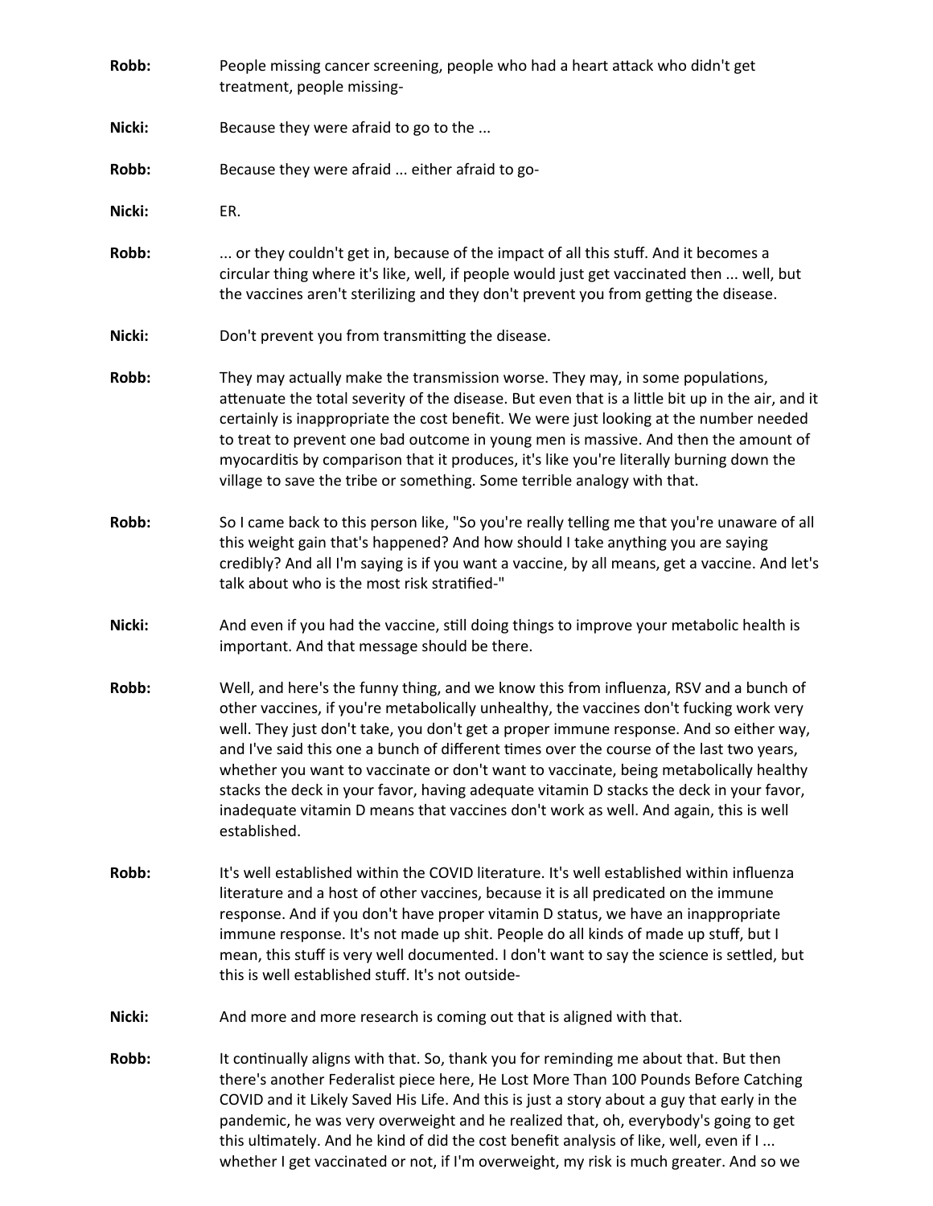**Robb:** People missing cancer screening, people who had a heart attack who didn't get treatment, people missing-

**Nicki:** Because they were afraid to go to the ...

**Robb:** Because they were afraid ... either afraid to go-

**Nicki:** ER.

**Robb:** ... or they couldn't get in, because of the impact of all this stuff. And it becomes a circular thing where it's like, well, if people would just get vaccinated then ... well, but the vaccines aren't sterilizing and they don't prevent you from getting the disease.

**Nicki:** Don't prevent you from transmitting the disease.

**Robb:** They may actually make the transmission worse. They may, in some populations, attenuate the total severity of the disease. But even that is a little bit up in the air, and it certainly is inappropriate the cost benefit. We were just looking at the number needed to treat to prevent one bad outcome in young men is massive. And then the amount of myocarditis by comparison that it produces, it's like you're literally burning down the village to save the tribe or something. Some terrible analogy with that.

**Robb:** So I came back to this person like, "So you're really telling me that you're unaware of all this weight gain that's happened? And how should I take anything you are saying credibly? And all I'm saying is if you want a vaccine, by all means, get a vaccine. And let's talk about who is the most risk stratified-"

**Nicki:** And even if you had the vaccine, still doing things to improve your metabolic health is important. And that message should be there.

**Robb:** Well, and here's the funny thing, and we know this from influenza, RSV and a bunch of other vaccines, if you're metabolically unhealthy, the vaccines don't fucking work very well. They just don't take, you don't get a proper immune response. And so either way, and I've said this one a bunch of different times over the course of the last two years, whether you want to vaccinate or don't want to vaccinate, being metabolically healthy stacks the deck in your favor, having adequate vitamin D stacks the deck in your favor, inadequate vitamin D means that vaccines don't work as well. And again, this is well established.

**Robb:** It's well established within the COVID literature. It's well established within influenza literature and a host of other vaccines, because it is all predicated on the immune response. And if you don't have proper vitamin D status, we have an inappropriate immune response. It's not made up shit. People do all kinds of made up stuff, but I mean, this stuff is very well documented. I don't want to say the science is settled, but this is well established stuff. It's not outside-

**Nicki:** And more and more research is coming out that is aligned with that.

**Robb:** It continually aligns with that. So, thank you for reminding me about that. But then there's another Federalist piece here, He Lost More Than 100 Pounds Before Catching COVID and it Likely Saved His Life. And this is just a story about a guy that early in the pandemic, he was very overweight and he realized that, oh, everybody's going to get this ultimately. And he kind of did the cost benefit analysis of like, well, even if I ... whether I get vaccinated or not, if I'm overweight, my risk is much greater. And so we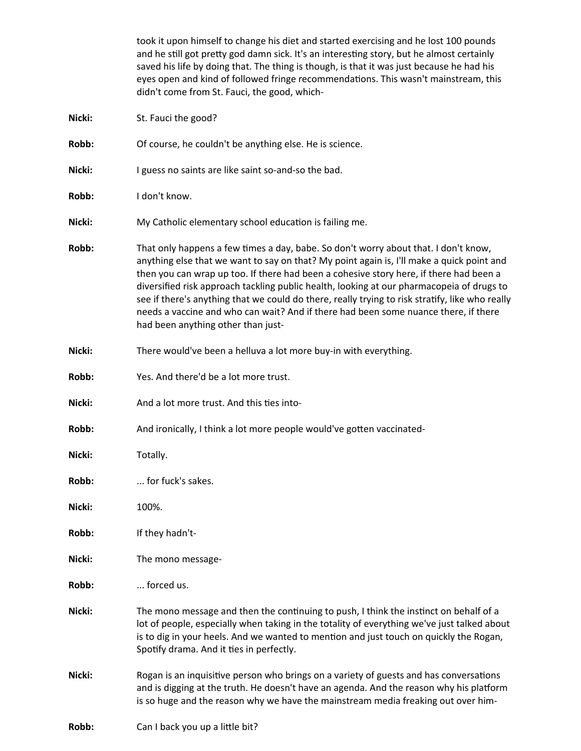took it upon himself to change his diet and started exercising and he lost 100 pounds and he still got pretty god damn sick. It's an interesting story, but he almost certainly saved his life by doing that. The thing is though, is that it was just because he had his eyes open and kind of followed fringe recommendations. This wasn't mainstream, this didn't come from St. Fauci, the good, which-

**Nicki:** St. Fauci the good?

**Robb:** Of course, he couldn't be anything else. He is science.

**Nicki:** I guess no saints are like saint so-and-so the bad.

**Robb:** I don't know.

**Nicki:** My Catholic elementary school education is failing me.

**Robb:** That only happens a few times a day, babe. So don't worry about that. I don't know, anything else that we want to say on that? My point again is, I'll make a quick point and then you can wrap up too. If there had been a cohesive story here, if there had been a diversified risk approach tackling public health, looking at our pharmacopeia of drugs to see if there's anything that we could do there, really trying to risk stratify, like who really needs a vaccine and who can wait? And if there had been some nuance there, if there had been anything other than just-

**Nicki:** There would've been a helluva a lot more buy-in with everything.

**Robb:** Yes. And there'd be a lot more trust.

**Nicki:** And a lot more trust. And this ties into-

**Robb:** And ironically, I think a lot more people would've gotten vaccinated-

**Nicki:** Totally.

**Robb:** ... for fuck's sakes.

**Nicki:** 100%.

**Robb:** If they hadn't-

**Nicki:** The mono message-

**Robb:** ... forced us.

**Nicki:** The mono message and then the continuing to push, I think the instinct on behalf of a lot of people, especially when taking in the totality of everything we've just talked about is to dig in your heels. And we wanted to mention and just touch on quickly the Rogan, Spotify drama. And it ties in perfectly.

**Nicki:** Rogan is an inquisitive person who brings on a variety of guests and has conversations and is digging at the truth. He doesn't have an agenda. And the reason why his platform is so huge and the reason why we have the mainstream media freaking out over him-

**Robb:** Can I back you up a little bit?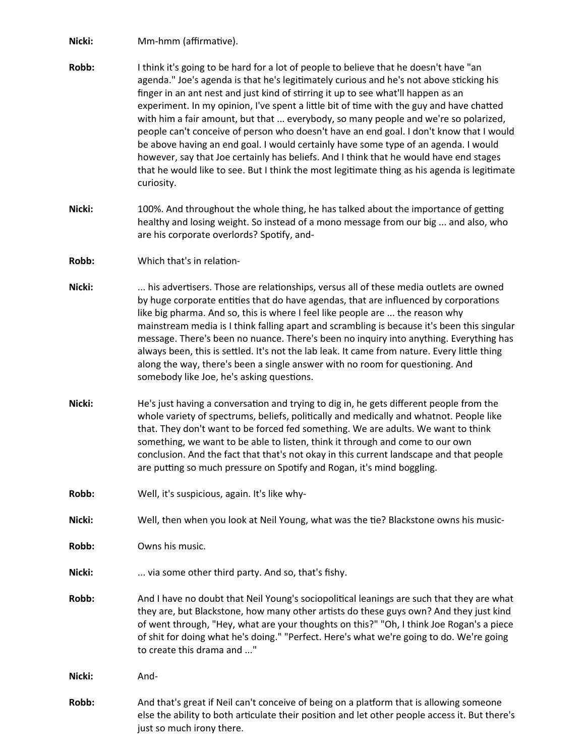**Nicki:** Mm-hmm (affirmative).

**Robb:** I think it's going to be hard for a lot of people to believe that he doesn't have "an agenda." Joe's agenda is that he's legitimately curious and he's not above sticking his finger in an ant nest and just kind of stirring it up to see what'll happen as an experiment. In my opinion, I've spent a little bit of time with the guy and have chatted with him a fair amount, but that ... everybody, so many people and we're so polarized, people can't conceive of person who doesn't have an end goal. I don't know that I would be above having an end goal. I would certainly have some type of an agenda. I would however, say that Joe certainly has beliefs. And I think that he would have end stages that he would like to see. But I think the most legitimate thing as his agenda is legitimate curiosity.

**Nicki:** 100%. And throughout the whole thing, he has talked about the importance of getting healthy and losing weight. So instead of a mono message from our big ... and also, who are his corporate overlords? Spotify, and-

**Robb:** Which that's in relation-

**Nicki:** ... his advertisers. Those are relationships, versus all of these media outlets are owned by huge corporate entities that do have agendas, that are influenced by corporations like big pharma. And so, this is where I feel like people are ... the reason why mainstream media is I think falling apart and scrambling is because it's been this singular message. There's been no nuance. There's been no inquiry into anything. Everything has always been, this is settled. It's not the lab leak. It came from nature. Every little thing along the way, there's been a single answer with no room for questioning. And somebody like Joe, he's asking questions.

**Nicki:** He's just having a conversation and trying to dig in, he gets different people from the whole variety of spectrums, beliefs, politically and medically and whatnot. People like that. They don't want to be forced fed something. We are adults. We want to think something, we want to be able to listen, think it through and come to our own conclusion. And the fact that that's not okay in this current landscape and that people are putting so much pressure on Spotify and Rogan, it's mind boggling.

**Robb:** Well, it's suspicious, again. It's like why-

**Nicki:** Well, then when you look at Neil Young, what was the tie? Blackstone owns his music-

**Robb:** Owns his music.

**Nicki:** ... via some other third party. And so, that's fishy.

**Robb:** And I have no doubt that Neil Young's sociopolitical leanings are such that they are what they are, but Blackstone, how many other artists do these guys own? And they just kind of went through, "Hey, what are your thoughts on this?" "Oh, I think Joe Rogan's a piece of shit for doing what he's doing." "Perfect. Here's what we're going to do. We're going to create this drama and ..."

**Nicki:** And-

**Robb:** And that's great if Neil can't conceive of being on a platform that is allowing someone else the ability to both articulate their position and let other people access it. But there's just so much irony there.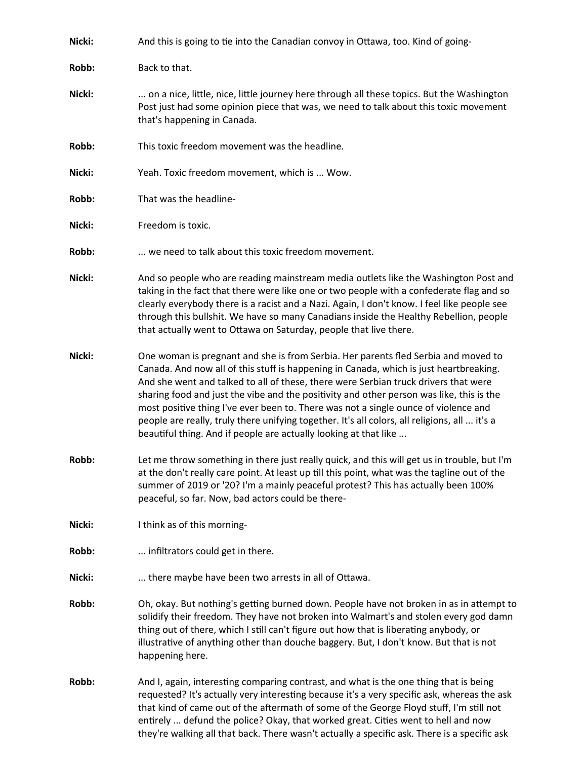**Nicki:** And this is going to tie into the Canadian convoy in Ottawa, too. Kind of going-

**Robb:** Back to that.

**Nicki:** ... on a nice, little, nice, little journey here through all these topics. But the Washington Post just had some opinion piece that was, we need to talk about this toxic movement that's happening in Canada.

**Robb:** This toxic freedom movement was the headline.

**Nicki:** Yeah. Toxic freedom movement, which is ... Wow.

**Robb:** That was the headline-

**Nicki:** Freedom is toxic.

**Robb:** ... we need to talk about this toxic freedom movement.

**Nicki:** And so people who are reading mainstream media outlets like the Washington Post and taking in the fact that there were like one or two people with a confederate flag and so clearly everybody there is a racist and a Nazi. Again, I don't know. I feel like people see through this bullshit. We have so many Canadians inside the Healthy Rebellion, people that actually went to Ottawa on Saturday, people that live there.

**Nicki:** One woman is pregnant and she is from Serbia. Her parents fled Serbia and moved to Canada. And now all of this stuff is happening in Canada, which is just heartbreaking. And she went and talked to all of these, there were Serbian truck drivers that were sharing food and just the vibe and the positivity and other person was like, this is the most positive thing I've ever been to. There was not a single ounce of violence and people are really, truly there unifying together. It's all colors, all religions, all ... it's a beautiful thing. And if people are actually looking at that like ...

**Robb:** Let me throw something in there just really quick, and this will get us in trouble, but I'm at the don't really care point. At least up till this point, what was the tagline out of the summer of 2019 or '20? I'm a mainly peaceful protest? This has actually been 100% peaceful, so far. Now, bad actors could be there-

**Nicki:** I think as of this morning-

**Robb:** ... infiltrators could get in there.

**Nicki:** ... there maybe have been two arrests in all of Ottawa.

**Robb:** Oh, okay. But nothing's getting burned down. People have not broken in as in attempt to solidify their freedom. They have not broken into Walmart's and stolen every god damn thing out of there, which I still can't figure out how that is liberating anybody, or illustrative of anything other than douche baggery. But, I don't know. But that is not happening here.

**Robb:** And I, again, interesting comparing contrast, and what is the one thing that is being requested? It's actually very interesting because it's a very specific ask, whereas the ask that kind of came out of the aftermath of some of the George Floyd stuff, I'm still not entirely ... defund the police? Okay, that worked great. Cities went to hell and now they're walking all that back. There wasn't actually a specific ask. There is a specific ask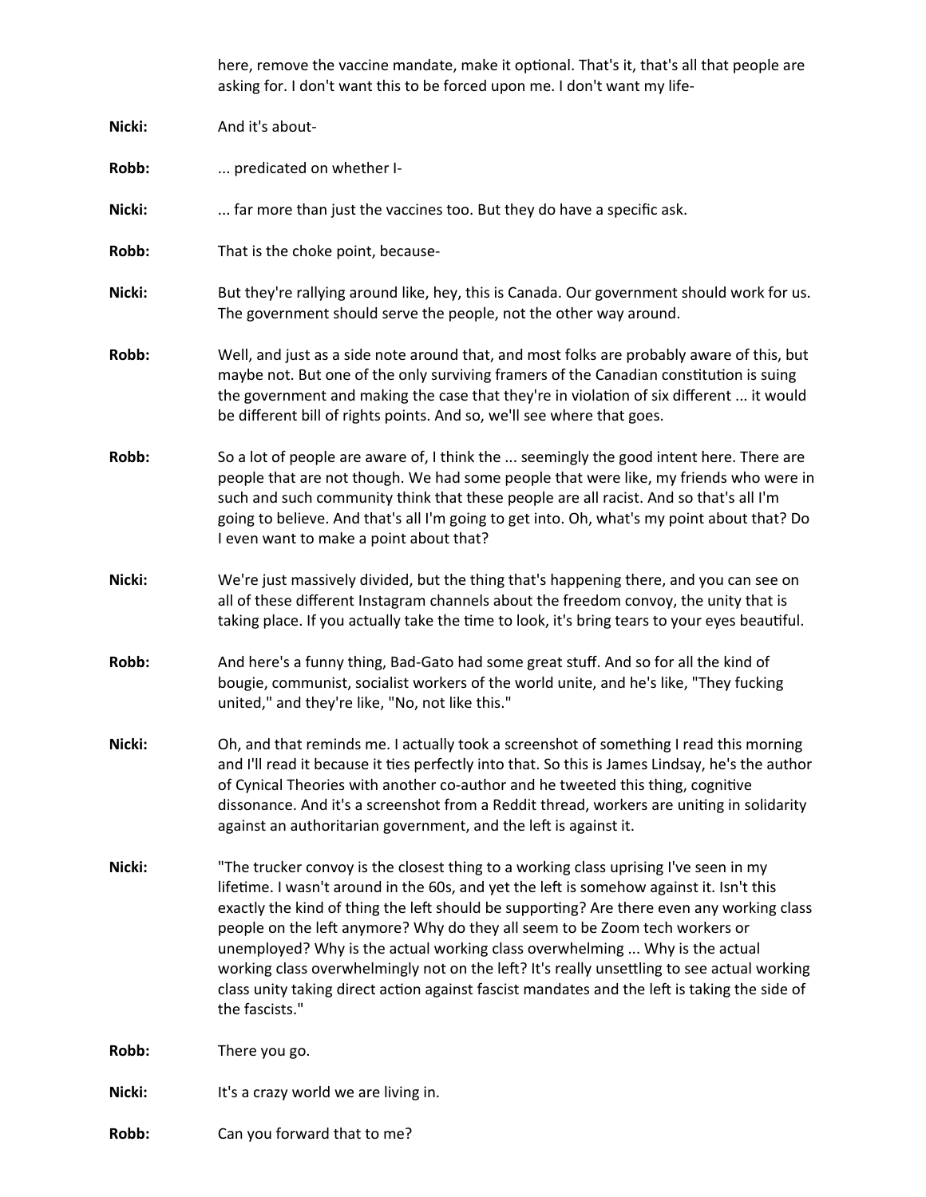here, remove the vaccine mandate, make it optional. That's it, that's all that people are asking for. I don't want this to be forced upon me. I don't want my life-

**Nicki:** And it's about-

**Robb:** ... predicated on whether I-

**Nicki:** ... far more than just the vaccines too. But they do have a specific ask.

**Robb:** That is the choke point, because-

**Nicki:** But they're rallying around like, hey, this is Canada. Our government should work for us. The government should serve the people, not the other way around.

**Robb:** Well, and just as a side note around that, and most folks are probably aware of this, but maybe not. But one of the only surviving framers of the Canadian constitution is suing the government and making the case that they're in violation of six different ... it would be different bill of rights points. And so, we'll see where that goes.

**Robb:** So a lot of people are aware of, I think the ... seemingly the good intent here. There are people that are not though. We had some people that were like, my friends who were in such and such community think that these people are all racist. And so that's all I'm going to believe. And that's all I'm going to get into. Oh, what's my point about that? Do I even want to make a point about that?

**Nicki:** We're just massively divided, but the thing that's happening there, and you can see on all of these different Instagram channels about the freedom convoy, the unity that is taking place. If you actually take the time to look, it's bring tears to your eyes beautiful.

**Robb:** And here's a funny thing, Bad-Gato had some great stuff. And so for all the kind of bougie, communist, socialist workers of the world unite, and he's like, "They fucking united," and they're like, "No, not like this."

**Nicki:** Oh, and that reminds me. I actually took a screenshot of something I read this morning and I'll read it because it ties perfectly into that. So this is James Lindsay, he's the author of Cynical Theories with another co-author and he tweeted this thing, cognitive dissonance. And it's a screenshot from a Reddit thread, workers are uniting in solidarity against an authoritarian government, and the left is against it.

**Nicki:** "The trucker convoy is the closest thing to a working class uprising I've seen in my lifetime. I wasn't around in the 60s, and yet the left is somehow against it. Isn't this exactly the kind of thing the left should be supporting? Are there even any working class people on the left anymore? Why do they all seem to be Zoom tech workers or unemployed? Why is the actual working class overwhelming ... Why is the actual working class overwhelmingly not on the left? It's really unsettling to see actual working class unity taking direct action against fascist mandates and the left is taking the side of the fascists."

**Robb:** There you go.

**Nicki:** It's a crazy world we are living in.

**Robb:** Can you forward that to me?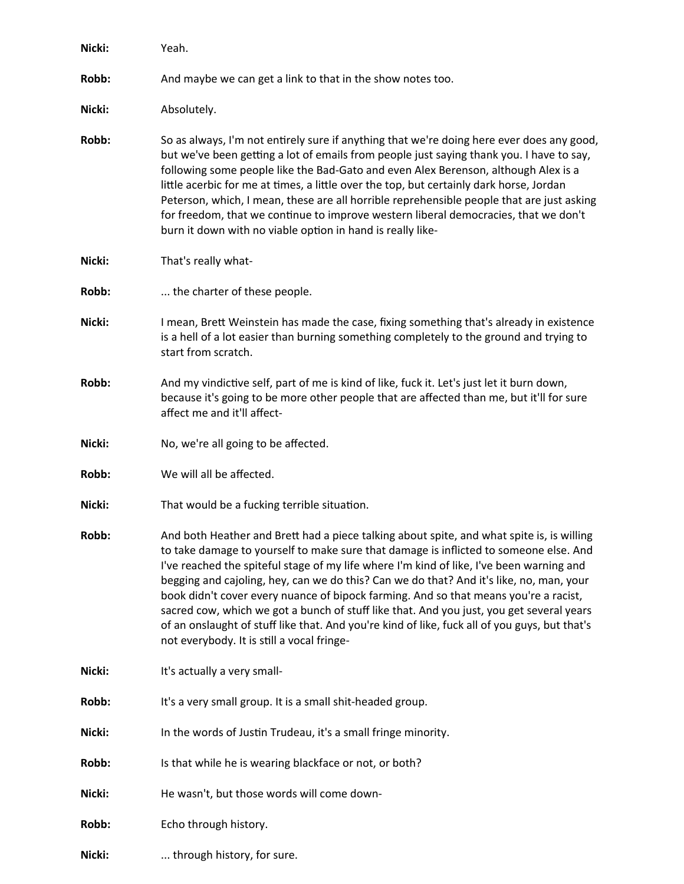**Nicki:** Yeah.

**Robb:** And maybe we can get a link to that in the show notes too.

**Nicki:** Absolutely.

**Robb:** So as always, I'm not entirely sure if anything that we're doing here ever does any good, but we've been getting a lot of emails from people just saying thank you. I have to say, following some people like the Bad-Gato and even Alex Berenson, although Alex is a little acerbic for me at times, a little over the top, but certainly dark horse, Jordan Peterson, which, I mean, these are all horrible reprehensible people that are just asking for freedom, that we continue to improve western liberal democracies, that we don't burn it down with no viable option in hand is really like-

**Nicki:** That's really what-

**Robb:** ... the charter of these people.

**Nicki:** I mean, Brett Weinstein has made the case, fixing something that's already in existence is a hell of a lot easier than burning something completely to the ground and trying to start from scratch.

**Robb:** And my vindictive self, part of me is kind of like, fuck it. Let's just let it burn down, because it's going to be more other people that are affected than me, but it'll for sure affect me and it'll affect-

**Nicki:** No, we're all going to be affected.

**Robb:** We will all be affected.

**Nicki:** That would be a fucking terrible situation.

**Robb:** And both Heather and Brett had a piece talking about spite, and what spite is, is willing to take damage to yourself to make sure that damage is inflicted to someone else. And I've reached the spiteful stage of my life where I'm kind of like, I've been warning and begging and cajoling, hey, can we do this? Can we do that? And it's like, no, man, your book didn't cover every nuance of bipock farming. And so that means you're a racist, sacred cow, which we got a bunch of stuff like that. And you just, you get several years of an onslaught of stuff like that. And you're kind of like, fuck all of you guys, but that's not everybody. It is still a vocal fringe-

**Nicki:** It's actually a very small-

**Robb:** It's a very small group. It is a small shit-headed group.

**Nicki:** In the words of Justin Trudeau, it's a small fringe minority.

**Robb:** Is that while he is wearing blackface or not, or both?

**Nicki:** He wasn't, but those words will come down-

**Robb:** Echo through history.

**Nicki:** ... through history, for sure.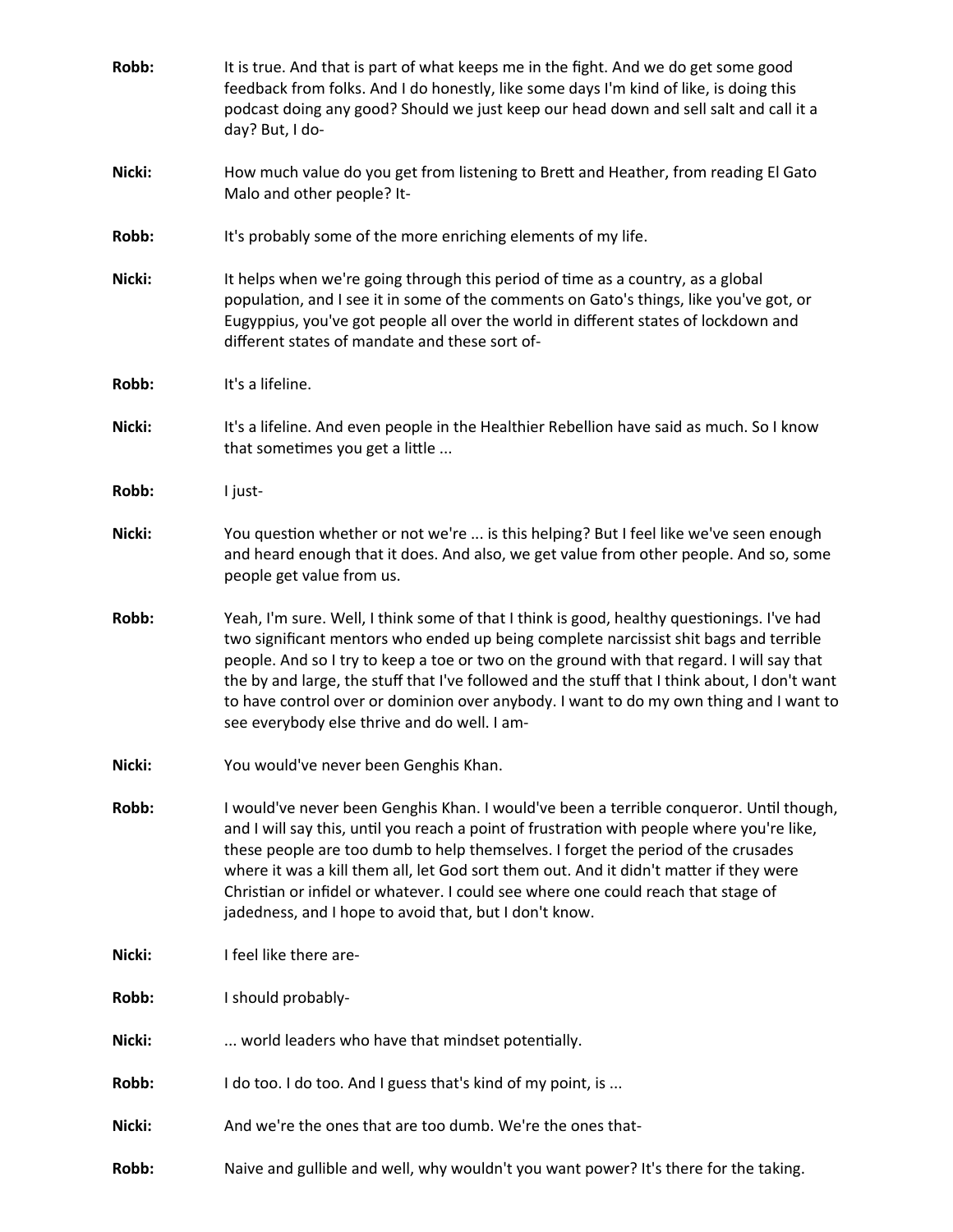**Robb:** It is true. And that is part of what keeps me in the fight. And we do get some good feedback from folks. And I do honestly, like some days I'm kind of like, is doing this podcast doing any good? Should we just keep our head down and sell salt and call it a day? But, I do-

**Nicki:** How much value do you get from listening to Brett and Heather, from reading El Gato Malo and other people? It-

**Robb:** It's probably some of the more enriching elements of my life.

**Nicki:** It helps when we're going through this period of time as a country, as a global population, and I see it in some of the comments on Gato's things, like you've got, or Eugyppius, you've got people all over the world in different states of lockdown and different states of mandate and these sort of-

**Robb:** It's a lifeline.

**Nicki:** It's a lifeline. And even people in the Healthier Rebellion have said as much. So I know that sometimes you get a little ...

**Robb:** I just-

**Nicki:** You question whether or not we're ... is this helping? But I feel like we've seen enough and heard enough that it does. And also, we get value from other people. And so, some people get value from us.

**Robb:** Yeah, I'm sure. Well, I think some of that I think is good, healthy questionings. I've had two significant mentors who ended up being complete narcissist shit bags and terrible people. And so I try to keep a toe or two on the ground with that regard. I will say that the by and large, the stuff that I've followed and the stuff that I think about, I don't want to have control over or dominion over anybody. I want to do my own thing and I want to see everybody else thrive and do well. I am-

**Nicki:** You would've never been Genghis Khan.

**Robb:** I would've never been Genghis Khan. I would've been a terrible conqueror. Until though, and I will say this, until you reach a point of frustration with people where you're like, these people are too dumb to help themselves. I forget the period of the crusades where it was a kill them all, let God sort them out. And it didn't matter if they were Christian or infidel or whatever. I could see where one could reach that stage of jadedness, and I hope to avoid that, but I don't know.

**Nicki:** I feel like there are-

**Robb:** I should probably-

**Nicki:** ... world leaders who have that mindset potentially.

**Robb:** I do too. I do too. And I guess that's kind of my point, is ...

**Nicki:** And we're the ones that are too dumb. We're the ones that-

**Robb:** Naive and gullible and well, why wouldn't you want power? It's there for the taking.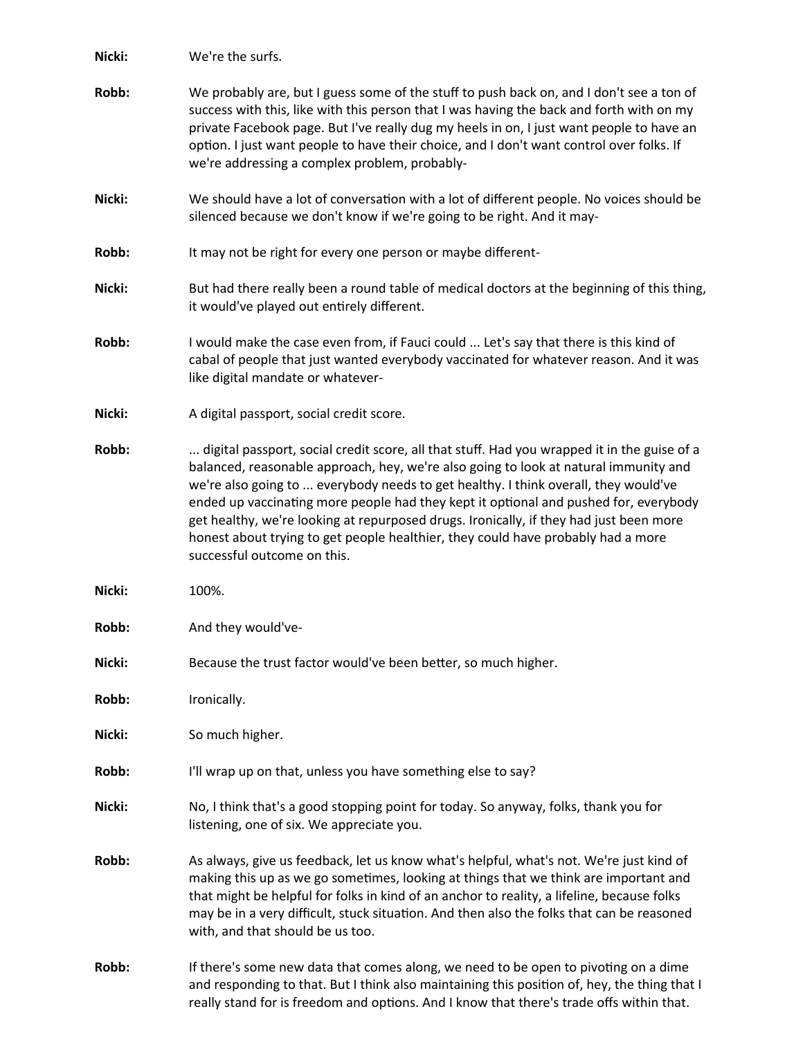**Nicki:** We're the surfs.

**Robb:** We probably are, but I guess some of the stuff to push back on, and I don't see a ton of success with this, like with this person that I was having the back and forth with on my private Facebook page. But I've really dug my heels in on, I just want people to have an option. I just want people to have their choice, and I don't want control over folks. If we're addressing a complex problem, probably-

**Nicki:** We should have a lot of conversation with a lot of different people. No voices should be silenced because we don't know if we're going to be right. And it may-

**Robb:** It may not be right for every one person or maybe different-

**Nicki:** But had there really been a round table of medical doctors at the beginning of this thing, it would've played out entirely different.

**Robb:** I would make the case even from, if Fauci could ... Let's say that there is this kind of cabal of people that just wanted everybody vaccinated for whatever reason. And it was like digital mandate or whatever-

**Nicki:** A digital passport, social credit score.

**Robb:** ... digital passport, social credit score, all that stuff. Had you wrapped it in the guise of a balanced, reasonable approach, hey, we're also going to look at natural immunity and we're also going to ... everybody needs to get healthy. I think overall, they would've ended up vaccinating more people had they kept it optional and pushed for, everybody get healthy, we're looking at repurposed drugs. Ironically, if they had just been more honest about trying to get people healthier, they could have probably had a more successful outcome on this.

**Nicki:** 100%.

**Robb:** And they would've-

**Nicki:** Because the trust factor would've been better, so much higher.

**Robb:** Ironically.

**Nicki:** So much higher.

**Robb:** I'll wrap up on that, unless you have something else to say?

**Nicki:** No, I think that's a good stopping point for today. So anyway, folks, thank you for listening, one of six. We appreciate you.

**Robb:** As always, give us feedback, let us know what's helpful, what's not. We're just kind of making this up as we go sometimes, looking at things that we think are important and that might be helpful for folks in kind of an anchor to reality, a lifeline, because folks may be in a very difficult, stuck situation. And then also the folks that can be reasoned with, and that should be us too.

**Robb:** If there's some new data that comes along, we need to be open to pivoting on a dime and responding to that. But I think also maintaining this position of, hey, the thing that I really stand for is freedom and options. And I know that there's trade offs within that.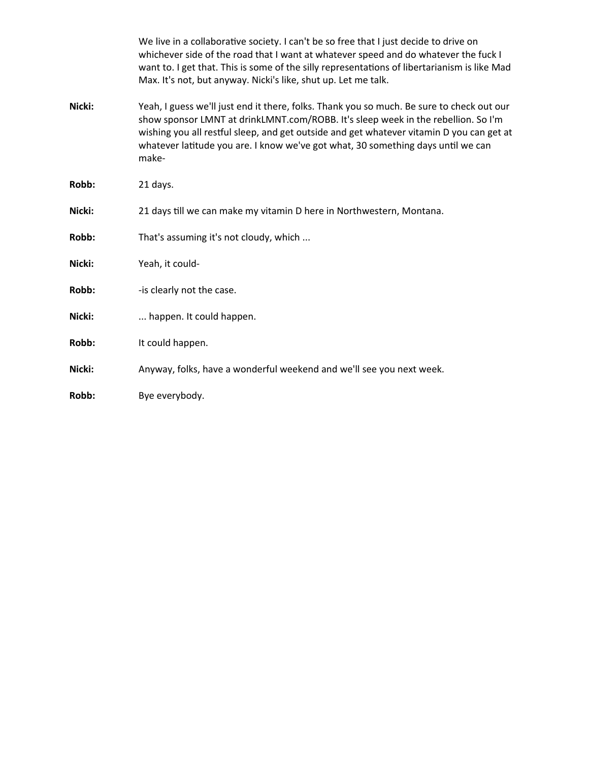We live in a collaborative society. I can't be so free that I just decide to drive on whichever side of the road that I want at whatever speed and do whatever the fuck I want to. I get that. This is some of the silly representations of libertarianism is like Mad Max. It's not, but anyway. Nicki's like, shut up. Let me talk.

**Nicki:** Yeah, I guess we'll just end it there, folks. Thank you so much. Be sure to check out our show sponsor LMNT at drinkLMNT.com/ROBB. It's sleep week in the rebellion. So I'm wishing you all restful sleep, and get outside and get whatever vitamin D you can get at whatever latitude you are. I know we've got what, 30 something days until we can make-

**Robb:** 21 days.

**Nicki:** 21 days till we can make my vitamin D here in Northwestern, Montana.

**Robb:** That's assuming it's not cloudy, which ...

**Nicki:** Yeah, it could-

**Robb:** -is clearly not the case.

**Nicki:** ... happen. It could happen.

**Robb:** It could happen.

**Nicki:** Anyway, folks, have a wonderful weekend and we'll see you next week.

**Robb:** Bye everybody.